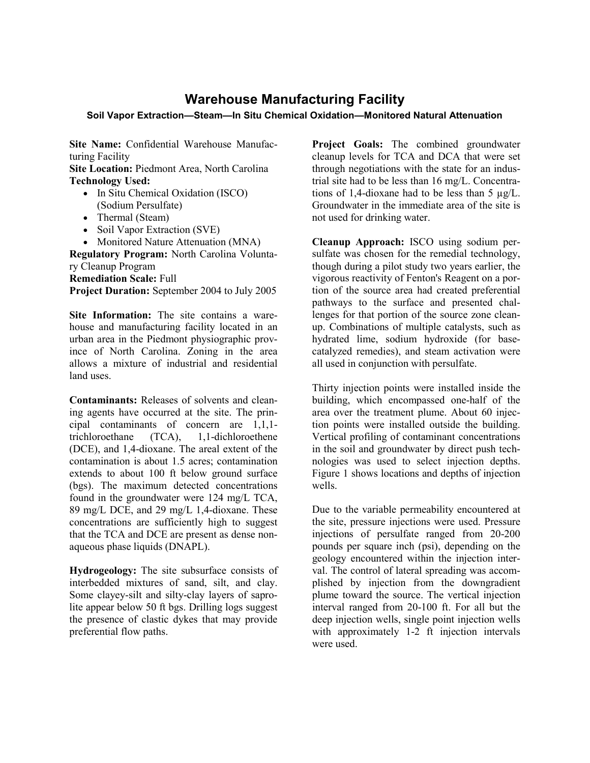# Warehouse Manufacturing Facility

### Soil Vapor Extraction—Steam—In Situ Chemical Oxidation—Monitored Natural Attenuation

**Site Name:** Confidential Warehouse Manufacturing Facility
**Site Location:** Piedmont Area, North Carolina
**Technology Used:**

- In Situ Chemical Oxidation (ISCO) (Sodium Persulfate)
- Thermal (Steam)
- Soil Vapor Extraction (SVE)
- Monitored Nature Attenuation (MNA)

**Regulatory Program:** North Carolina Voluntary Cleanup Program
**Remediation Scale:** Full
**Project Duration:** September 2004 to July 2005

**Site Information:** The site contains a warehouse and manufacturing facility located in an urban area in the Piedmont physiographic province of North Carolina. Zoning in the area allows a mixture of industrial and residential land uses.

**Contaminants:** Releases of solvents and cleaning agents have occurred at the site. The principal contaminants of concern are 1,1,1-trichloroethane (TCA), 1,1-dichloroethene (DCE), and 1,4-dioxane. The areal extent of the contamination is about 1.5 acres; contamination extends to about 100 ft below ground surface (bgs). The maximum detected concentrations found in the groundwater were 124 mg/L TCA, 89 mg/L DCE, and 29 mg/L 1,4-dioxane. These concentrations are sufficiently high to suggest that the TCA and DCE are present as dense nonaqueous phase liquids (DNAPL).

**Hydrogeology:** The site subsurface consists of interbedded mixtures of sand, silt, and clay. Some clayey-silt and silty-clay layers of saprolite appear below 50 ft bgs. Drilling logs suggest the presence of clastic dykes that may provide preferential flow paths.

**Project Goals:** The combined groundwater cleanup levels for TCA and DCA that were set through negotiations with the state for an industrial site had to be less than 16 mg/L. Concentrations of 1,4-dioxane had to be less than 5 µg/L. Groundwater in the immediate area of the site is not used for drinking water.

**Cleanup Approach:** ISCO using sodium persulfate was chosen for the remedial technology, though during a pilot study two years earlier, the vigorous reactivity of Fenton's Reagent on a portion of the source area had created preferential pathways to the surface and presented challenges for that portion of the source zone cleanup. Combinations of multiple catalysts, such as hydrated lime, sodium hydroxide (for base-catalyzed remedies), and steam activation were all used in conjunction with persulfate.

Thirty injection points were installed inside the building, which encompassed one-half of the area over the treatment plume. About 60 injection points were installed outside the building. Vertical profiling of contaminant concentrations in the soil and groundwater by direct push technologies was used to select injection depths. Figure 1 shows locations and depths of injection wells.

Due to the variable permeability encountered at the site, pressure injections were used. Pressure injections of persulfate ranged from 20-200 pounds per square inch (psi), depending on the geology encountered within the injection interval. The control of lateral spreading was accomplished by injection from the downgradient plume toward the source. The vertical injection interval ranged from 20-100 ft. For all but the deep injection wells, single point injection wells with approximately 1-2 ft injection intervals were used.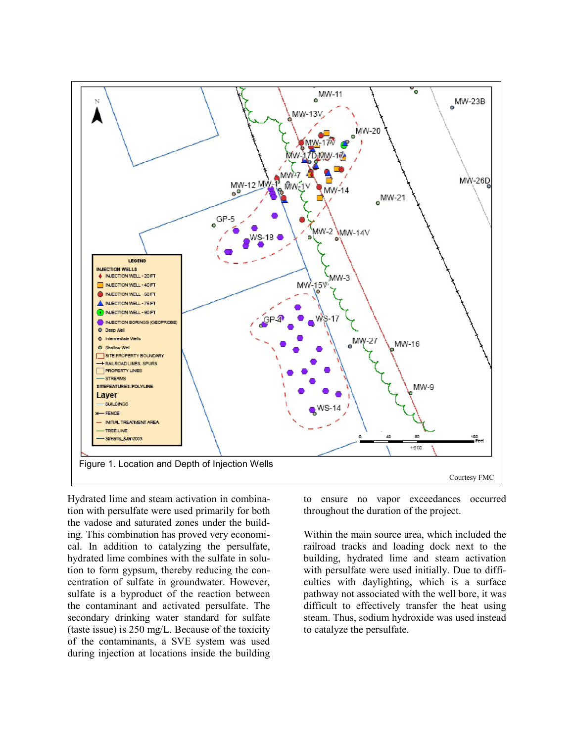Figure 1. Location and Depth of Injection Wells

Courtesy FMC

Hydrated lime and steam activation in combination with persulfate were used primarily for both the vadose and saturated zones under the building. This combination has proved very economical. In addition to catalyzing the persulfate, hydrated lime combines with the sulfate in solution to form gypsum, thereby reducing the concentration of sulfate in groundwater. However, sulfate is a byproduct of the reaction between the contaminant and activated persulfate. The secondary drinking water standard for sulfate (taste issue) is 250 mg/L. Because of the toxicity of the contaminants, a SVE system was used during injection at locations inside the building to ensure no vapor exceedances occurred throughout the duration of the project.

Within the main source area, which included the railroad tracks and loading dock next to the building, hydrated lime and steam activation with persulfate were used initially. Due to difficulties with daylighting, which is a surface pathway not associated with the well bore, it was difficult to effectively transfer the heat using steam. Thus, sodium hydroxide was used instead to catalyze the persulfate.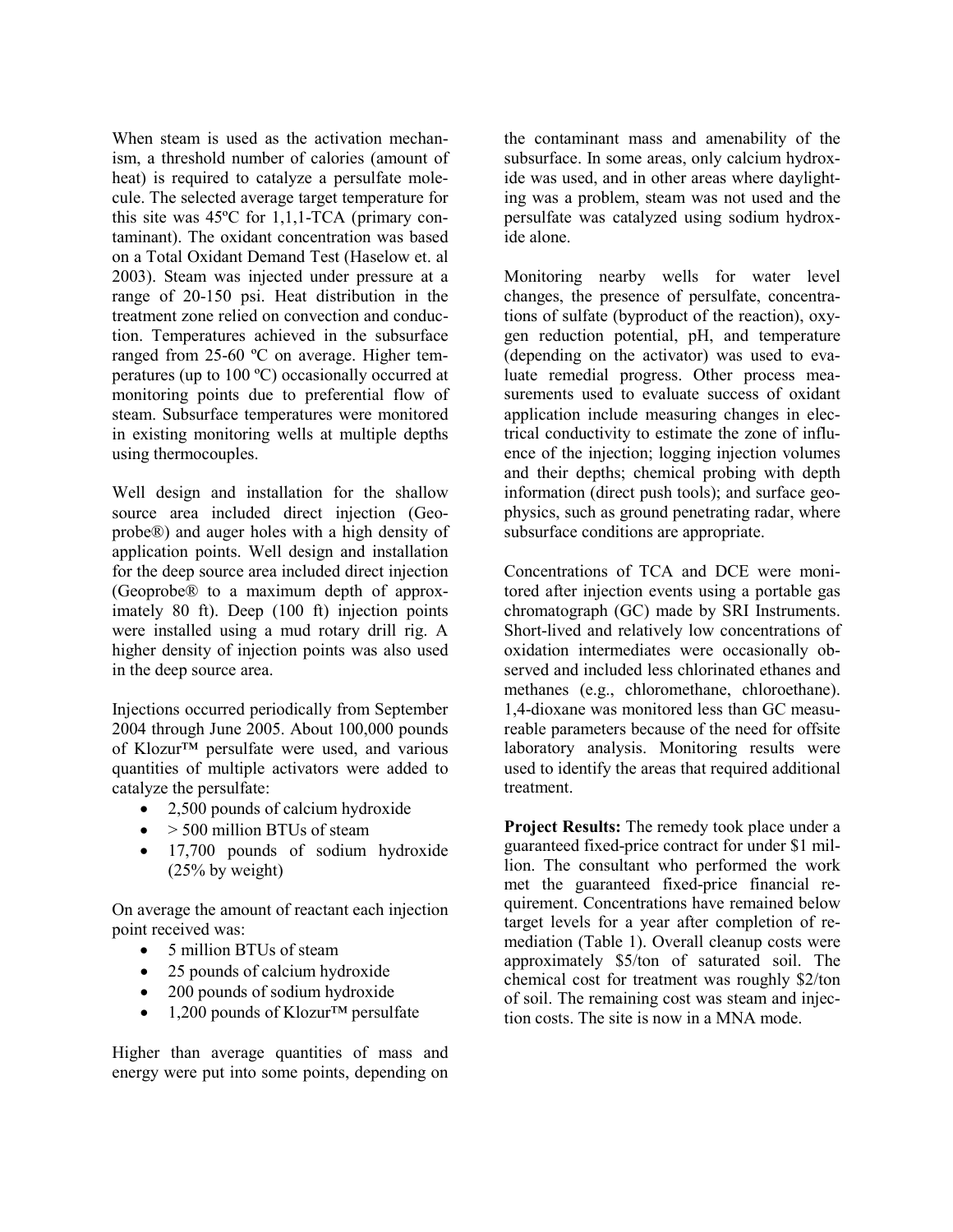When steam is used as the activation mechanism, a threshold number of calories (amount of heat) is required to catalyze a persulfate molecule. The selected average target temperature for this site was 45ºC for 1,1,1-TCA (primary contaminant). The oxidant concentration was based on a Total Oxidant Demand Test (Haselow et. al 2003). Steam was injected under pressure at a range of 20-150 psi. Heat distribution in the treatment zone relied on convection and conduction. Temperatures achieved in the subsurface ranged from 25-60 ºC on average. Higher temperatures (up to 100 ºC) occasionally occurred at monitoring points due to preferential flow of steam. Subsurface temperatures were monitored in existing monitoring wells at multiple depths using thermocouples.

Well design and installation for the shallow source area included direct injection (Geoprobe®) and auger holes with a high density of application points. Well design and installation for the deep source area included direct injection (Geoprobe® to a maximum depth of approximately 80 ft). Deep (100 ft) injection points were installed using a mud rotary drill rig. A higher density of injection points was also used in the deep source area.

Injections occurred periodically from September 2004 through June 2005. About 100,000 pounds of Klozur™ persulfate were used, and various quantities of multiple activators were added to catalyze the persulfate:

- 2,500 pounds of calcium hydroxide
- > 500 million BTUs of steam
- 17,700 pounds of sodium hydroxide (25% by weight)

On average the amount of reactant each injection point received was:

- 5 million BTUs of steam
- 25 pounds of calcium hydroxide
- 200 pounds of sodium hydroxide
- 1,200 pounds of Klozur™ persulfate

Higher than average quantities of mass and energy were put into some points, depending on the contaminant mass and amenability of the subsurface. In some areas, only calcium hydroxide was used, and in other areas where daylighting was a problem, steam was not used and the persulfate was catalyzed using sodium hydroxide alone.

Monitoring nearby wells for water level changes, the presence of persulfate, concentrations of sulfate (byproduct of the reaction), oxygen reduction potential, pH, and temperature (depending on the activator) was used to evaluate remedial progress. Other process measurements used to evaluate success of oxidant application include measuring changes in electrical conductivity to estimate the zone of influence of the injection; logging injection volumes and their depths; chemical probing with depth information (direct push tools); and surface geophysics, such as ground penetrating radar, where subsurface conditions are appropriate.

Concentrations of TCA and DCE were monitored after injection events using a portable gas chromatograph (GC) made by SRI Instruments. Short-lived and relatively low concentrations of oxidation intermediates were occasionally observed and included less chlorinated ethanes and methanes (e.g., chloromethane, chloroethane). 1,4-dioxane was monitored less than GC measureable parameters because of the need for offsite laboratory analysis. Monitoring results were used to identify the areas that required additional treatment.

**Project Results:** The remedy took place under a guaranteed fixed-price contract for under $1 million. The consultant who performed the work met the guaranteed fixed-price financial requirement. Concentrations have remained below target levels for a year after completion of remediation (Table 1). Overall cleanup costs were approximately $5/ton of saturated soil. The chemical cost for treatment was roughly $2/ton of soil. The remaining cost was steam and injection costs. The site is now in a MNA mode.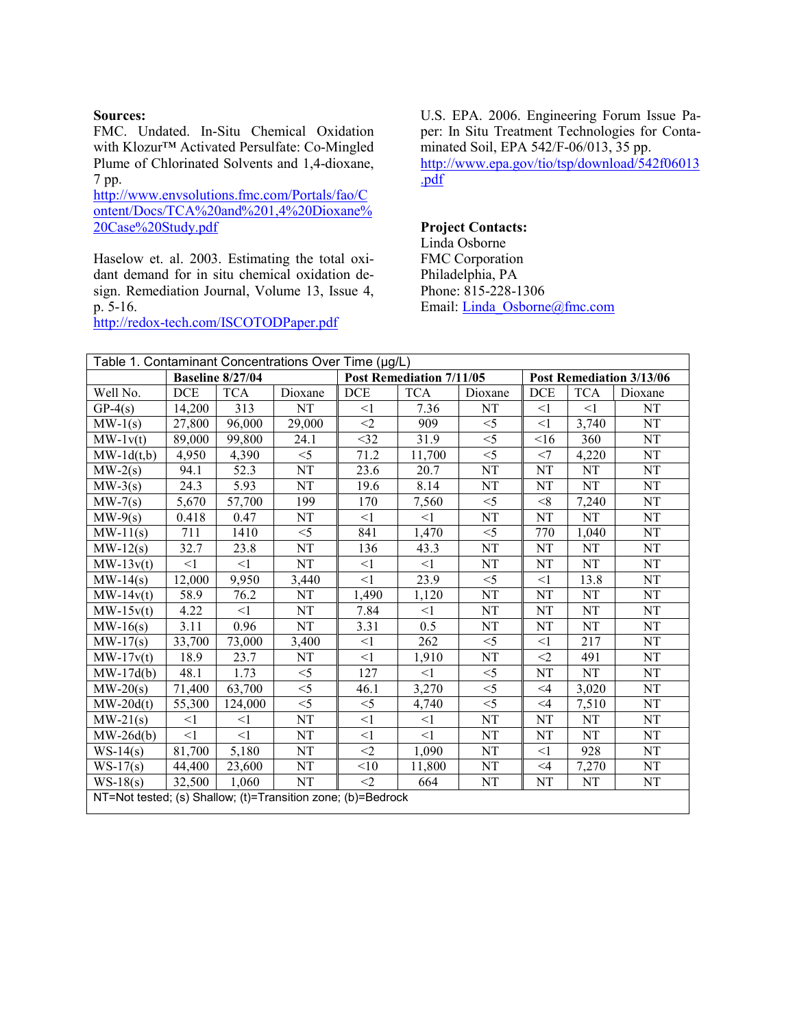**Sources:**

FMC. Undated. In-Situ Chemical Oxidation with Klozur™ Activated Persulfate: Co-Mingled Plume of Chlorinated Solvents and 1,4-dioxane, 7 pp. http://www.envsolutions.fmc.com/Portals/fao/Content/Docs/TCA%20and%201,4%20Dioxane%20Case%20Study.pdf

Haselow et. al. 2003. Estimating the total oxidant demand for in situ chemical oxidation design. Remediation Journal, Volume 13, Issue 4, p. 5-16. http://redox-tech.com/ISCOTODPaper.pdf

U.S. EPA. 2006. Engineering Forum Issue Paper: In Situ Treatment Technologies for Contaminated Soil, EPA 542/F-06/013, 35 pp. http://www.epa.gov/tio/tsp/download/542f06013.pdf

**Project Contacts:**

Linda Osborne
FMC Corporation
Philadelphia, PA
Phone: 815-228-1306
Email: Linda_Osborne@fmc.com

Table 1. Contaminant Concentrations Over Time (µg/L)

| | **Baseline 8/27/04** | | | **Post Remediation 7/11/05** | | | **Post Remediation 3/13/06** | | |
|---|---|---|---|---|---|---|---|---|---|
| Well No. | DCE | TCA | Dioxane | DCE | TCA | Dioxane | DCE | TCA | Dioxane |
| GP-4(s) | 14,200 | 313 | NT | <1 | 7.36 | NT | <1 | <1 | NT |
| MW-1(s) | 27,800 | 96,000 | 29,000 | <2 | 909 | <5 | <1 | 3,740 | NT |
| MW-1v(t) | 89,000 | 99,800 | 24.1 | <32 | 31.9 | <5 | <16 | 360 | NT |
| MW-1d(t,b) | 4,950 | 4,390 | <5 | 71.2 | 11,700 | <5 | <7 | 4,220 | NT |
| MW-2(s) | 94.1 | 52.3 | NT | 23.6 | 20.7 | NT | NT | NT | NT |
| MW-3(s) | 24.3 | 5.93 | NT | 19.6 | 8.14 | NT | NT | NT | NT |
| MW-7(s) | 5,670 | 57,700 | 199 | 170 | 7,560 | <5 | <8 | 7,240 | NT |
| MW-9(s) | 0.418 | 0.47 | NT | <1 | <1 | NT | NT | NT | NT |
| MW-11(s) | 711 | 1410 | <5 | 841 | 1,470 | <5 | 770 | 1,040 | NT |
| MW-12(s) | 32.7 | 23.8 | NT | 136 | 43.3 | NT | NT | NT | NT |
| MW-13v(t) | <1 | <1 | NT | <1 | <1 | NT | NT | NT | NT |
| MW-14(s) | 12,000 | 9,950 | 3,440 | <1 | 23.9 | <5 | <1 | 13.8 | NT |
| MW-14v(t) | 58.9 | 76.2 | NT | 1,490 | 1,120 | NT | NT | NT | NT |
| MW-15v(t) | 4.22 | <1 | NT | 7.84 | <1 | NT | NT | NT | NT |
| MW-16(s) | 3.11 | 0.96 | NT | 3.31 | 0.5 | NT | NT | NT | NT |
| MW-17(s) | 33,700 | 73,000 | 3,400 | <1 | 262 | <5 | <1 | 217 | NT |
| MW-17v(t) | 18.9 | 23.7 | NT | <1 | 1,910 | NT | <2 | 491 | NT |
| MW-17d(b) | 48.1 | 1.73 | <5 | 127 | <1 | <5 | NT | NT | NT |
| MW-20(s) | 71,400 | 63,700 | <5 | 46.1 | 3,270 | <5 | <4 | 3,020 | NT |
| MW-20d(t) | 55,300 | 124,000 | <5 | <5 | 4,740 | <5 | <4 | 7,510 | NT |
| MW-21(s) | <1 | <1 | NT | <1 | <1 | NT | NT | NT | NT |
| MW-26d(b) | <1 | <1 | NT | <1 | <1 | NT | NT | NT | NT |
| WS-14(s) | 81,700 | 5,180 | NT | <2 | 1,090 | NT | <1 | 928 | NT |
| WS-17(s) | 44,400 | 23,600 | NT | <10 | 11,800 | NT | <4 | 7,270 | NT |
| WS-18(s) | 32,500 | 1,060 | NT | <2 | 664 | NT | NT | NT | NT |

NT=Not tested; (s) Shallow; (t)=Transition zone; (b)=Bedrock